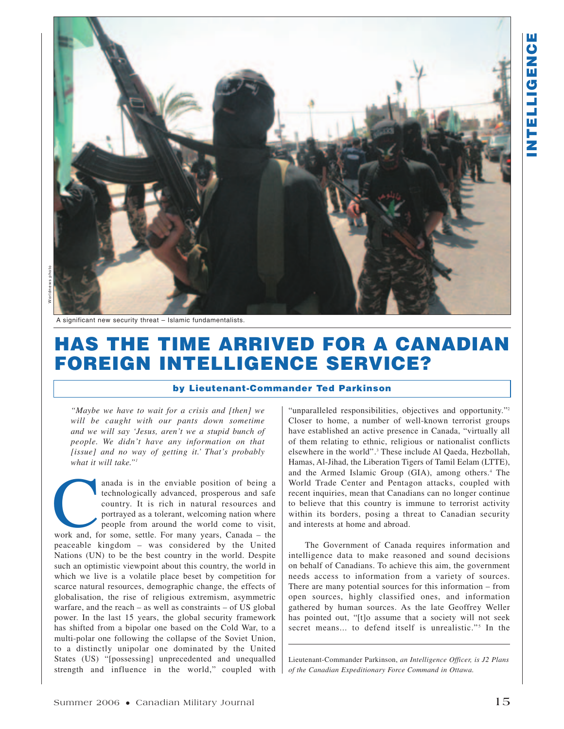A significant new security threat – Islamic fundamentalists.

# HAS THE TIME ARRIVED FOR A CANADIAN FOREIGN INTELLIGENCE SERVICE?

**by Lieutenant-Commander Ted Parkinson**

*"Maybe we have to wait for a crisis and [then] we will be caught with our pants down sometime and we will say 'Jesus, aren't we a stupid bunch of people. We didn't have any information on that [issue] and no way of getting it.' That's probably what it will take."*[1]

Canada is in the enviable position of being a technologically advanced, prosperous and safe country. It is rich in natural resources and portrayed as a tolerant, welcoming nation where people from around the world come to visit, work and, for some, settle. For many years, Canada – the peaceable kingdom – was considered by the United Nations (UN) to be the best country in the world. Despite such an optimistic viewpoint about this country, the world in which we live is a volatile place beset by competition for scarce natural resources, demographic change, the effects of globalisation, the rise of religious extremism, asymmetric warfare, and the reach – as well as constraints – of US global power. In the last 15 years, the global security framework has shifted from a bipolar one based on the Cold War, to a multi-polar one following the collapse of the Soviet Union, to a distinctly unipolar one dominated by the United States (US) "[possessing] unprecedented and unequalled strength and influence in the world," coupled with "unparalleled responsibilities, objectives and opportunity."[2] Closer to home, a number of well-known terrorist groups have established an active presence in Canada, "virtually all of them relating to ethnic, religious or nationalist conflicts elsewhere in the world".[3] These include Al Qaeda, Hezbollah, Hamas, Al-Jihad, the Liberation Tigers of Tamil Eelam (LTTE), and the Armed Islamic Group (GIA), among others.[4] The World Trade Center and Pentagon attacks, coupled with recent inquiries, mean that Canadians can no longer continue to believe that this country is immune to terrorist activity within its borders, posing a threat to Canadian security and interests at home and abroad.

The Government of Canada requires information and intelligence data to make reasoned and sound decisions on behalf of Canadians. To achieve this aim, the government needs access to information from a variety of sources. There are many potential sources for this information – from open sources, highly classified ones, and information gathered by human sources. As the late Geoffrey Weller has pointed out, "[t]o assume that a society will not seek secret means... to defend itself is unrealistic."[5] In the

---

Lieutenant-Commander Parkinson, *an Intelligence Officer, is J2 Plans of the Canadian Expeditionary Force Command in Ottawa.*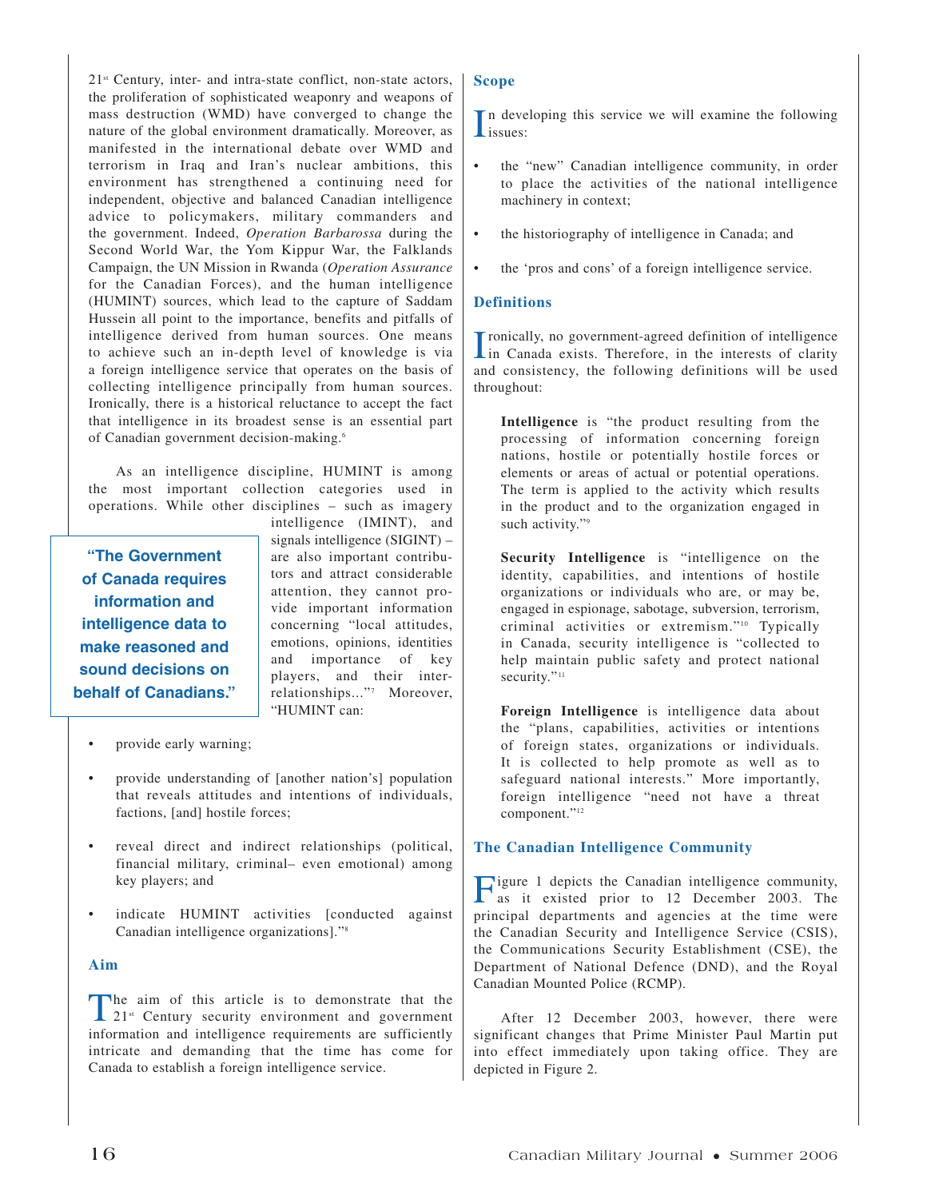21st Century, inter- and intra-state conflict, non-state actors, the proliferation of sophisticated weaponry and weapons of mass destruction (WMD) have converged to change the nature of the global environment dramatically. Moreover, as manifested in the international debate over WMD and terrorism in Iraq and Iran's nuclear ambitions, this environment has strengthened a continuing need for independent, objective and balanced Canadian intelligence advice to policymakers, military commanders and the government. Indeed, *Operation Barbarossa* during the Second World War, the Yom Kippur War, the Falklands Campaign, the UN Mission in Rwanda (*Operation Assurance* for the Canadian Forces), and the human intelligence (HUMINT) sources, which lead to the capture of Saddam Hussein all point to the importance, benefits and pitfalls of intelligence derived from human sources. One means to achieve such an in-depth level of knowledge is via a foreign intelligence service that operates on the basis of collecting intelligence principally from human sources. Ironically, there is a historical reluctance to accept the fact that intelligence in its broadest sense is an essential part of Canadian government decision-making.[6]

As an intelligence discipline, HUMINT is among the most important collection categories used in operations. While other disciplines – such as imagery intelligence (IMINT), and signals intelligence (SIGINT) – are also important contributors and attract considerable attention, they cannot provide important information concerning "local attitudes, emotions, opinions, identities and importance of key players, and their inter-relationships..."[7] Moreover, "HUMINT can:

> **"The Government of Canada requires information and intelligence data to make reasoned and sound decisions on behalf of Canadians."**

- provide early warning;
- provide understanding of [another nation's] population that reveals attitudes and intentions of individuals, factions, [and] hostile forces;
- reveal direct and indirect relationships (political, financial military, criminal– even emotional) among key players; and
- indicate HUMINT activities [conducted against Canadian intelligence organizations]."[8]

## Aim

The aim of this article is to demonstrate that the 21st Century security environment and government information and intelligence requirements are sufficiently intricate and demanding that the time has come for Canada to establish a foreign intelligence service.

## Scope

In developing this service we will examine the following issues:

- the "new" Canadian intelligence community, in order to place the activities of the national intelligence machinery in context;
- the historiography of intelligence in Canada; and
- the 'pros and cons' of a foreign intelligence service.

## Definitions

Ironically, no government-agreed definition of intelligence in Canada exists. Therefore, in the interests of clarity and consistency, the following definitions will be used throughout:

> **Intelligence** is "the product resulting from the processing of information concerning foreign nations, hostile or potentially hostile forces or elements or areas of actual or potential operations. The term is applied to the activity which results in the product and to the organization engaged in such activity."[9]

> **Security Intelligence** is "intelligence on the identity, capabilities, and intentions of hostile organizations or individuals who are, or may be, engaged in espionage, sabotage, subversion, terrorism, criminal activities or extremism."[10] Typically in Canada, security intelligence is "collected to help maintain public safety and protect national security."[11]

> **Foreign Intelligence** is intelligence data about the "plans, capabilities, activities or intentions of foreign states, organizations or individuals. It is collected to help promote as well as to safeguard national interests." More importantly, foreign intelligence "need not have a threat component."[12]

## The Canadian Intelligence Community

Figure 1 depicts the Canadian intelligence community, as it existed prior to 12 December 2003. The principal departments and agencies at the time were the Canadian Security and Intelligence Service (CSIS), the Communications Security Establishment (CSE), the Department of National Defence (DND), and the Royal Canadian Mounted Police (RCMP).

After 12 December 2003, however, there were significant changes that Prime Minister Paul Martin put into effect immediately upon taking office. They are depicted in Figure 2.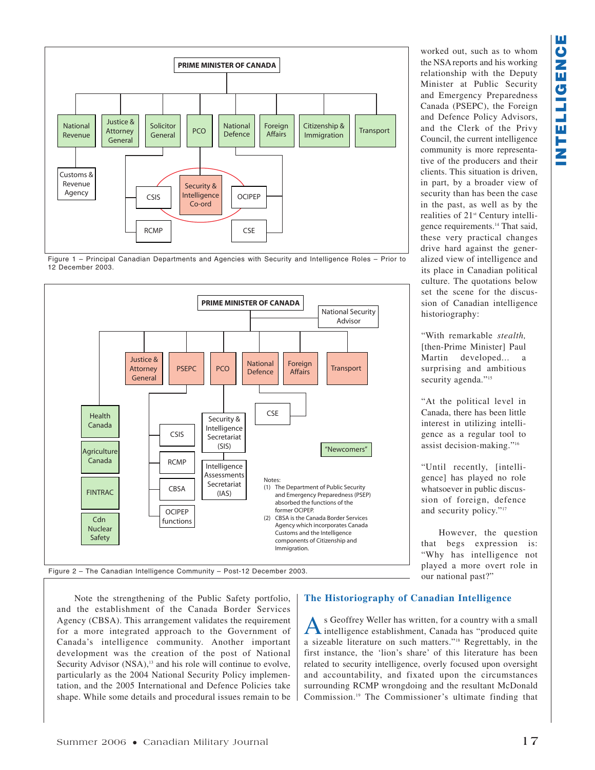Figure 1 – Principal Canadian Departments and Agencies with Security and Intelligence Roles – Prior to 12 December 2003.

Figure 2 – The Canadian Intelligence Community – Post-12 December 2003.

Note the strengthening of the Public Safety portfolio, and the establishment of the Canada Border Services Agency (CBSA). This arrangement validates the requirement for a more integrated approach to the Government of Canada's intelligence community. Another important development was the creation of the post of National Security Advisor (NSA),[13] and his role will continue to evolve, particularly as the 2004 National Security Policy implementation, and the 2005 International and Defence Policies take shape. While some details and procedural issues remain to be worked out, such as to whom the NSA reports and his working relationship with the Deputy Minister at Public Security and Emergency Preparedness Canada (PSEPC), the Foreign and Defence Policy Advisors, and the Clerk of the Privy Council, the current intelligence community is more representative of the producers and their clients. This situation is driven, in part, by a broader view of security than has been the case in the past, as well as by the realities of 21st Century intelligence requirements.[14] That said, these very practical changes drive hard against the generalized view of intelligence and its place in Canadian political culture. The quotations below set the scene for the discussion of Canadian intelligence historiography:

"With remarkable *stealth*, [then-Prime Minister] Paul Martin developed... a surprising and ambitious security agenda."[15]

"At the political level in Canada, there has been little interest in utilizing intelligence as a regular tool to assist decision-making."[16]

"Until recently, [intelligence] has played no role whatsoever in public discussion of foreign, defence and security policy."[17]

However, the question that begs expression is: "Why has intelligence not played a more overt role in our national past?"

## The Historiography of Canadian Intelligence

As Geoffrey Weller has written, for a country with a small intelligence establishment, Canada has "produced quite a sizeable literature on such matters."[18] Regrettably, in the first instance, the 'lion's share' of this literature has been related to security intelligence, overly focused upon oversight and accountability, and fixated upon the circumstances surrounding RCMP wrongdoing and the resultant McDonald Commission.[19] The Commissioner's ultimate finding that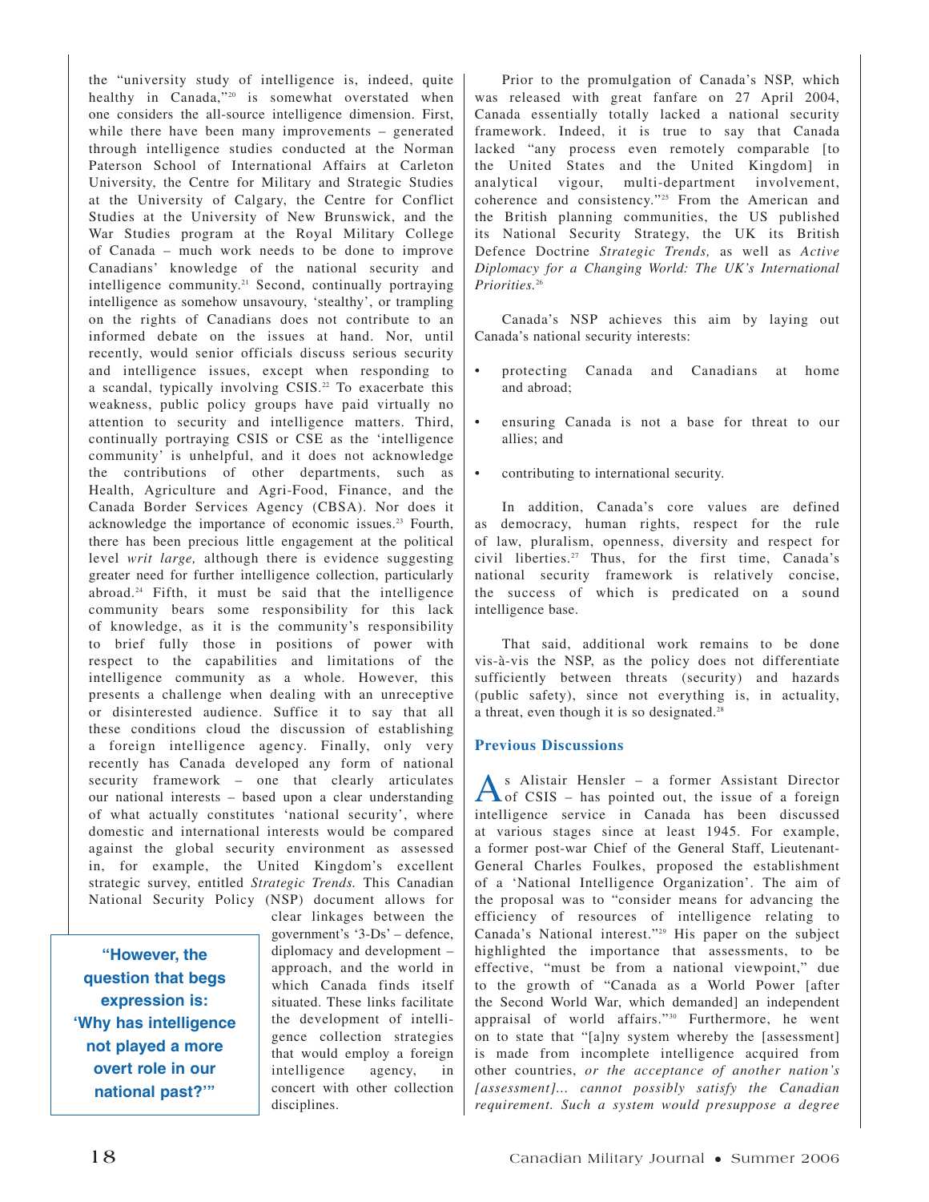the "university study of intelligence is, indeed, quite healthy in Canada,"[20] is somewhat overstated when one considers the all-source intelligence dimension. First, while there have been many improvements – generated through intelligence studies conducted at the Norman Paterson School of International Affairs at Carleton University, the Centre for Military and Strategic Studies at the University of Calgary, the Centre for Conflict Studies at the University of New Brunswick, and the War Studies program at the Royal Military College of Canada – much work needs to be done to improve Canadians' knowledge of the national security and intelligence community.[21] Second, continually portraying intelligence as somehow unsavoury, 'stealthy', or trampling on the rights of Canadians does not contribute to an informed debate on the issues at hand. Nor, until recently, would senior officials discuss serious security and intelligence issues, except when responding to a scandal, typically involving CSIS.[22] To exacerbate this weakness, public policy groups have paid virtually no attention to security and intelligence matters. Third, continually portraying CSIS or CSE as the 'intelligence community' is unhelpful, and it does not acknowledge the contributions of other departments, such as Health, Agriculture and Agri-Food, Finance, and the Canada Border Services Agency (CBSA). Nor does it acknowledge the importance of economic issues.[23] Fourth, there has been precious little engagement at the political level *writ large,* although there is evidence suggesting greater need for further intelligence collection, particularly abroad.[24] Fifth, it must be said that the intelligence community bears some responsibility for this lack of knowledge, as it is the community's responsibility to brief fully those in positions of power with respect to the capabilities and limitations of the intelligence community as a whole. However, this presents a challenge when dealing with an unreceptive or disinterested audience. Suffice it to say that all these conditions cloud the discussion of establishing a foreign intelligence agency. Finally, only very recently has Canada developed any form of national security framework – one that clearly articulates our national interests – based upon a clear understanding of what actually constitutes 'national security', where domestic and international interests would be compared against the global security environment as assessed in, for example, the United Kingdom's excellent strategic survey, entitled *Strategic Trends.* This Canadian National Security Policy (NSP) document allows for clear linkages between the government's '3-Ds' – defence, diplomacy and development – approach, and the world in which Canada finds itself situated. These links facilitate the development of intelligence collection strategies that would employ a foreign intelligence agency, in concert with other collection disciplines.

> **"However, the question that begs expression is: 'Why has intelligence not played a more overt role in our national past?'"**

Prior to the promulgation of Canada's NSP, which was released with great fanfare on 27 April 2004, Canada essentially totally lacked a national security framework. Indeed, it is true to say that Canada lacked "any process even remotely comparable [to the United States and the United Kingdom] in analytical vigour, multi-department involvement, coherence and consistency."[25] From the American and the British planning communities, the US published its National Security Strategy, the UK its British Defence Doctrine *Strategic Trends,* as well as *Active Diplomacy for a Changing World: The UK's International Priorities.*[26]

Canada's NSP achieves this aim by laying out Canada's national security interests:

- protecting Canada and Canadians at home and abroad;
- ensuring Canada is not a base for threat to our allies; and
- contributing to international security.

In addition, Canada's core values are defined as democracy, human rights, respect for the rule of law, pluralism, openness, diversity and respect for civil liberties.[27] Thus, for the first time, Canada's national security framework is relatively concise, the success of which is predicated on a sound intelligence base.

That said, additional work remains to be done vis-à-vis the NSP, as the policy does not differentiate sufficiently between threats (security) and hazards (public safety), since not everything is, in actuality, a threat, even though it is so designated.[28]

## Previous Discussions

As Alistair Hensler – a former Assistant Director of CSIS – has pointed out, the issue of a foreign intelligence service in Canada has been discussed at various stages since at least 1945. For example, a former post-war Chief of the General Staff, Lieutenant-General Charles Foulkes, proposed the establishment of a 'National Intelligence Organization'. The aim of the proposal was to "consider means for advancing the efficiency of resources of intelligence relating to Canada's National interest."[29] His paper on the subject highlighted the importance that assessments, to be effective, "must be from a national viewpoint," due to the growth of "Canada as a World Power [after the Second World War, which demanded] an independent appraisal of world affairs."[30] Furthermore, he went on to state that "[a]ny system whereby the [assessment] is made from incomplete intelligence acquired from other countries, *or the acceptance of another nation's [assessment]... cannot possibly satisfy the Canadian requirement. Such a system would presuppose a degree*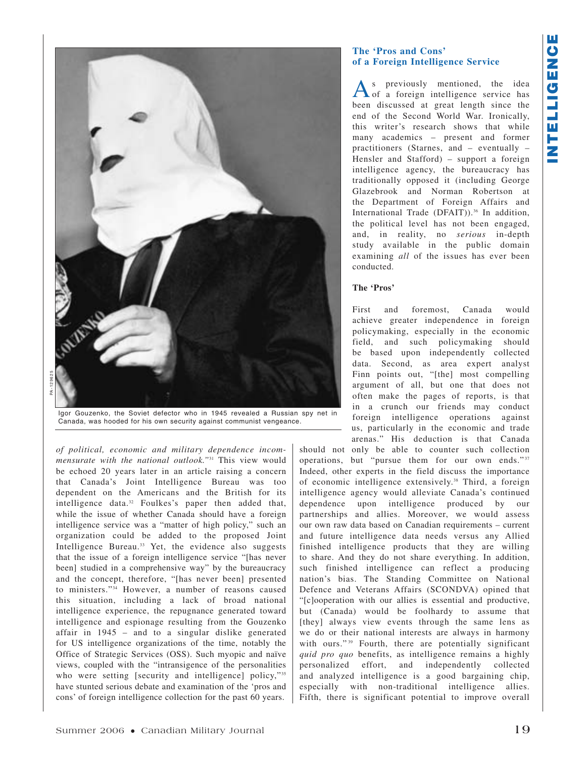Igor Gouzenko, the Soviet defector who in 1945 revealed a Russian spy net in Canada, was hooded for his own security against communist vengeance.

*of political, economic and military dependence incommensurate with the national outlook.*"[31] This view would be echoed 20 years later in an article raising a concern that Canada's Joint Intelligence Bureau was too dependent on the Americans and the British for its intelligence data.[32] Foulkes's paper then added that, while the issue of whether Canada should have a foreign intelligence service was a "matter of high policy," such an organization could be added to the proposed Joint Intelligence Bureau.[33] Yet, the evidence also suggests that the issue of a foreign intelligence service "[has never been] studied in a comprehensive way" by the bureaucracy and the concept, therefore, "[has never been] presented to ministers."[34] However, a number of reasons caused this situation, including a lack of broad national intelligence experience, the repugnance generated toward intelligence and espionage resulting from the Gouzenko affair in 1945 – and to a singular dislike generated for US intelligence organizations of the time, notably the Office of Strategic Services (OSS). Such myopic and naïve views, coupled with the "intransigence of the personalities who were setting [security and intelligence] policy,"[35] have stunted serious debate and examination of the 'pros and cons' of foreign intelligence collection for the past 60 years.

## The 'Pros and Cons' of a Foreign Intelligence Service

As previously mentioned, the idea of a foreign intelligence service has been discussed at great length since the end of the Second World War. Ironically, this writer's research shows that while many academics – present and former practitioners (Starnes, and – eventually – Hensler and Stafford) – support a foreign intelligence agency, the bureaucracy has traditionally opposed it (including George Glazebrook and Norman Robertson at the Department of Foreign Affairs and International Trade (DFAIT)).[36] In addition, the political level has not been engaged, and, in reality, no *serious* in-depth study available in the public domain examining *all* of the issues has ever been conducted.

### The 'Pros'

First and foremost, Canada would achieve greater independence in foreign policymaking, especially in the economic field, and such policymaking should be based upon independently collected data. Second, as area expert analyst Finn points out, "[the] most compelling argument of all, but one that does not often make the pages of reports, is that in a crunch our friends may conduct foreign intelligence operations against us, particularly in the economic and trade arenas." His deduction is that Canada should not only be able to counter such collection operations, but "pursue them for our own ends."[37] Indeed, other experts in the field discuss the importance of economic intelligence extensively.[38] Third, a foreign intelligence agency would alleviate Canada's continued dependence upon intelligence produced by our partnerships and allies. Moreover, we would assess our own raw data based on Canadian requirements – current and future intelligence data needs versus any Allied finished intelligence products that they are willing to share. And they do not share everything. In addition, such finished intelligence can reflect a producing nation's bias. The Standing Committee on National Defence and Veterans Affairs (SCONDVA) opined that "[c]ooperation with our allies is essential and productive, but (Canada) would be foolhardy to assume that [they] always view events through the same lens as we do or their national interests are always in harmony with ours."[39] Fourth, there are potentially significant *quid pro quo* benefits, as intelligence remains a highly personalized effort, and independently collected and analyzed intelligence is a good bargaining chip, especially with non-traditional intelligence allies. Fifth, there is significant potential to improve overall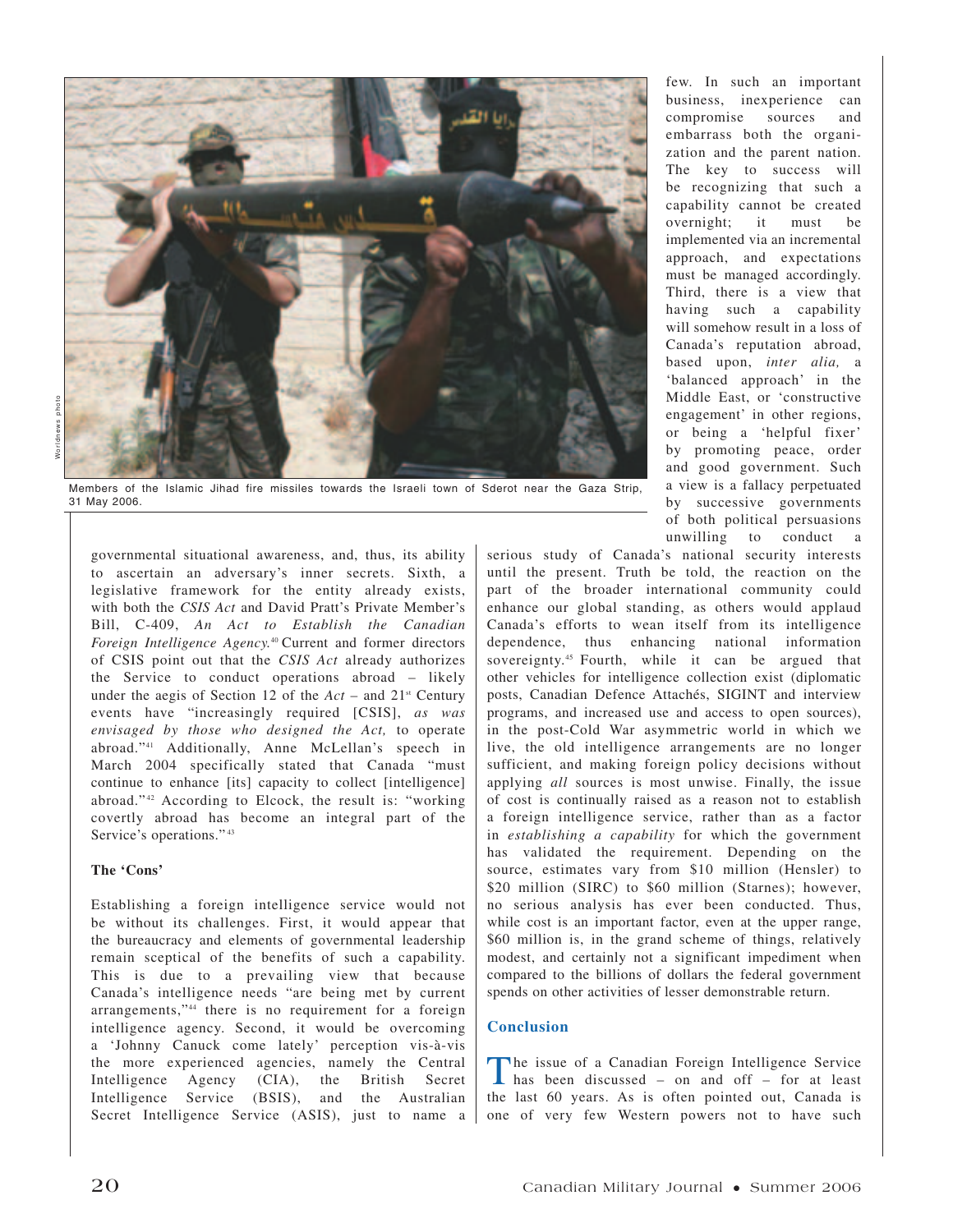Members of the Islamic Jihad fire missiles towards the Israeli town of Sderot near the Gaza Strip, 31 May 2006.

governmental situational awareness, and, thus, its ability to ascertain an adversary's inner secrets. Sixth, a legislative framework for the entity already exists, with both the *CSIS Act* and David Pratt's Private Member's Bill, C-409, *An Act to Establish the Canadian Foreign Intelligence Agency.*[40] Current and former directors of CSIS point out that the *CSIS Act* already authorizes the Service to conduct operations abroad – likely under the aegis of Section 12 of the *Act* – and 21st Century events have "increasingly required [CSIS], *as was envisaged by those who designed the Act,* to operate abroad."[41] Additionally, Anne McLellan's speech in March 2004 specifically stated that Canada "must continue to enhance [its] capacity to collect [intelligence] abroad."[42] According to Elcock, the result is: "working covertly abroad has become an integral part of the Service's operations."[43]

**The 'Cons'**

Establishing a foreign intelligence service would not be without its challenges. First, it would appear that the bureaucracy and elements of governmental leadership remain sceptical of the benefits of such a capability. This is due to a prevailing view that because Canada's intelligence needs "are being met by current arrangements,"[44] there is no requirement for a foreign intelligence agency. Second, it would be overcoming a 'Johnny Canuck come lately' perception vis-à-vis the more experienced agencies, namely the Central Intelligence Agency (CIA), the British Secret Intelligence Service (BSIS), and the Australian Secret Intelligence Service (ASIS), just to name a few. In such an important business, inexperience can compromise sources and embarrass both the organization and the parent nation. The key to success will be recognizing that such a capability cannot be created overnight; it must be implemented via an incremental approach, and expectations must be managed accordingly. Third, there is a view that having such a capability will somehow result in a loss of Canada's reputation abroad, based upon, *inter alia,* a 'balanced approach' in the Middle East, or 'constructive engagement' in other regions, or being a 'helpful fixer' by promoting peace, order and good government. Such a view is a fallacy perpetuated by successive governments of both political persuasions unwilling to conduct a serious study of Canada's national security interests until the present. Truth be told, the reaction on the part of the broader international community could enhance our global standing, as others would applaud Canada's efforts to wean itself from its intelligence dependence, thus enhancing national information sovereignty.[45] Fourth, while it can be argued that other vehicles for intelligence collection exist (diplomatic posts, Canadian Defence Attachés, SIGINT and interview programs, and increased use and access to open sources), in the post-Cold War asymmetric world in which we live, the old intelligence arrangements are no longer sufficient, and making foreign policy decisions without applying *all* sources is most unwise. Finally, the issue of cost is continually raised as a reason not to establish a foreign intelligence service, rather than as a factor in *establishing a capability* for which the government has validated the requirement. Depending on the source, estimates vary from \$10 million (Hensler) to \$20 million (SIRC) to \$60 million (Starnes); however, no serious analysis has ever been conducted. Thus, while cost is an important factor, even at the upper range, \$60 million is, in the grand scheme of things, relatively modest, and certainly not a significant impediment when compared to the billions of dollars the federal government spends on other activities of lesser demonstrable return.

## Conclusion

The issue of a Canadian Foreign Intelligence Service has been discussed – on and off – for at least the last 60 years. As is often pointed out, Canada is one of very few Western powers not to have such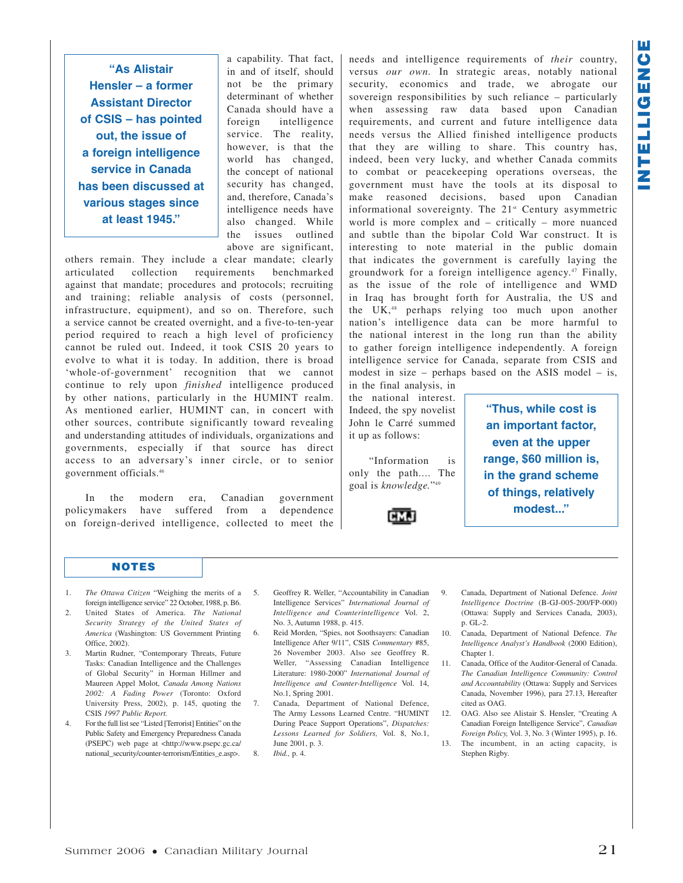> "As Alistair Hensler – a former Assistant Director of CSIS – has pointed out, the issue of a foreign intelligence service in Canada has been discussed at various stages since at least 1945."

a capability. That fact, in and of itself, should not be the primary determinant of whether Canada should have a foreign intelligence service. The reality, however, is that the world has changed, the concept of national security has changed, and, therefore, Canada's intelligence needs have also changed. While the issues outlined above are significant, others remain. They include a clear mandate; clearly articulated collection requirements benchmarked against that mandate; procedures and protocols; recruiting and training; reliable analysis of costs (personnel, infrastructure, equipment), and so on. Therefore, such a service cannot be created overnight, and a five-to-ten-year period required to reach a high level of proficiency cannot be ruled out. Indeed, it took CSIS 20 years to evolve to what it is today. In addition, there is broad 'whole-of-government' recognition that we cannot continue to rely upon *finished* intelligence produced by other nations, particularly in the HUMINT realm. As mentioned earlier, HUMINT can, in concert with other sources, contribute significantly toward revealing and understanding attitudes of individuals, organizations and governments, especially if that source has direct access to an adversary's inner circle, or to senior government officials.[46]

In the modern era, Canadian government policymakers have suffered from a dependence on foreign-derived intelligence, collected to meet the needs and intelligence requirements of *their* country, versus *our own*. In strategic areas, notably national security, economics and trade, we abrogate our sovereign responsibilities by such reliance – particularly when assessing raw data based upon Canadian requirements, and current and future intelligence data needs versus the Allied finished intelligence products that they are willing to share. This country has, indeed, been very lucky, and whether Canada commits to combat or peacekeeping operations overseas, the government must have the tools at its disposal to make reasoned decisions, based upon Canadian informational sovereignty. The 21st Century asymmetric world is more complex and – critically – more nuanced and subtle than the bipolar Cold War construct. It is interesting to note material in the public domain that indicates the government is carefully laying the groundwork for a foreign intelligence agency.[47] Finally, as the issue of the role of intelligence and WMD in Iraq has brought forth for Australia, the US and the UK,[48] perhaps relying too much upon another nation's intelligence data can be more harmful to the national interest in the long run than the ability to gather foreign intelligence independently. A foreign intelligence service for Canada, separate from CSIS and modest in size – perhaps based on the ASIS model – is, in the final analysis, in the national interest. Indeed, the spy novelist John le Carré summed it up as follows:

> "Information is only the path.... The goal is *knowledge*."[49]

> "Thus, while cost is an important factor, even at the upper range, $60 million is, in the grand scheme of things, relatively modest..."

## NOTES

1. *The Ottawa Citizen* "Weighing the merits of a foreign intelligence service" 22 October, 1988, p. B6.
2. United States of America. *The National Security Strategy of the United States of America* (Washington: US Government Printing Office, 2002).
3. Martin Rudner, "Contemporary Threats, Future Tasks: Canadian Intelligence and the Challenges of Global Security" in Horman Hillmer and Maureen Appel Molot, *Canada Among Nations 2002: A Fading Power* (Toronto: Oxford University Press, 2002), p. 145, quoting the CSIS *1997 Public Report.*
4. For the full list see "Listed [Terrorist] Entities" on the Public Safety and Emergency Preparedness Canada (PSEPC) web page at <http://www.psepc.gc.ca/national_security/counter-terrorism/Entities_e.asp>.
5. Geoffrey R. Weller, "Accountability in Canadian Intelligence Services" *International Journal of Intelligence and Counterintelligence* Vol. 2, No. 3, Autumn 1988, p. 415.
6. Reid Morden, "Spies, not Soothsayers: Canadian Intelligence After 9/11", CSIS *Commentary* #85, 26 November 2003. Also see Geoffrey R. Weller, "Assessing Canadian Intelligence Literature: 1980-2000" *International Journal of Intelligence and Counter-Intelligence* Vol. 14, No.1, Spring 2001.
7. Canada, Department of National Defence, The Army Lessons Learned Centre. "HUMINT During Peace Support Operations", *Dispatches: Lessons Learned for Soldiers,* Vol. 8, No.1, June 2001, p. 3.
8. *Ibid.*, p. 4.
9. Canada, Department of National Defence. *Joint Intelligence Doctrine* (B-GJ-005-200/FP-000) (Ottawa: Supply and Services Canada, 2003), p. GL-2.
10. Canada, Department of National Defence. *The Intelligence Analyst's Handbook* (2000 Edition), Chapter 1.
11. Canada, Office of the Auditor-General of Canada. *The Canadian Intelligence Community: Control and Accountability* (Ottawa: Supply and Services Canada, November 1996), para 27.13, Hereafter cited as OAG.
12. OAG. Also see Alistair S. Hensler, "Creating A Canadian Foreign Intelligence Service", *Canadian Foreign Policy,* Vol. 3, No. 3 (Winter 1995), p. 16.
13. The incumbent, in an acting capacity, is Stephen Rigby.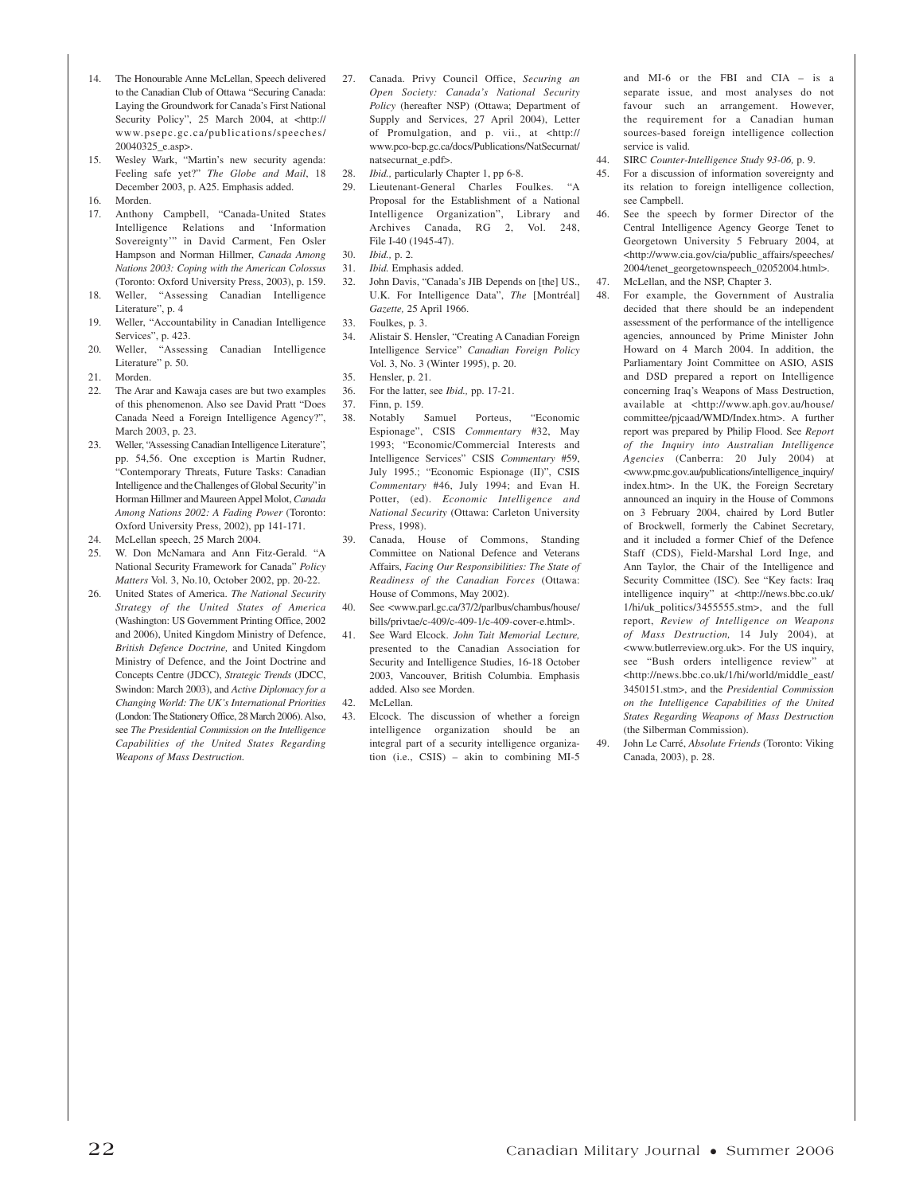14. The Honourable Anne McLellan, Speech delivered to the Canadian Club of Ottawa "Securing Canada: Laying the Groundwork for Canada's First National Security Policy", 25 March 2004, at <http://www.psepc.gc.ca/publications/speeches/20040325_e.asp>.
15. Wesley Wark, "Martin's new security agenda: Feeling safe yet?" *The Globe and Mail*, 18 December 2003, p. A25. Emphasis added.
16. Morden.
17. Anthony Campbell, "Canada-United States Intelligence Relations and 'Information Sovereignty'" in David Carment, Fen Osler Hampson and Norman Hillmer, *Canada Among Nations 2003: Coping with the American Colossus* (Toronto: Oxford University Press, 2003), p. 159.
18. Weller, "Assessing Canadian Intelligence Literature", p. 4
19. Weller, "Accountability in Canadian Intelligence Services", p. 423.
20. Weller, "Assessing Canadian Intelligence Literature" p. 50.
21. Morden.
22. The Arar and Kawaja cases are but two examples of this phenomenon. Also see David Pratt "Does Canada Need a Foreign Intelligence Agency?", March 2003, p. 23.
23. Weller, "Assessing Canadian Intelligence Literature", pp. 54,56. One exception is Martin Rudner, "Contemporary Threats, Future Tasks: Canadian Intelligence and the Challenges of Global Security" in Horman Hillmer and Maureen Appel Molot, *Canada Among Nations 2002: A Fading Power* (Toronto: Oxford University Press, 2002), pp 141-171.
24. McLellan speech, 25 March 2004.
25. W. Don McNamara and Ann Fitz-Gerald. "A National Security Framework for Canada" *Policy Matters* Vol. 3, No.10, October 2002, pp. 20-22.
26. United States of America. *The National Security Strategy of the United States of America* (Washington: US Government Printing Office, 2002 and 2006), United Kingdom Ministry of Defence, *British Defence Doctrine,* and United Kingdom Ministry of Defence, and the Joint Doctrine and Concepts Centre (JDCC), *Strategic Trends* (JDCC, Swindon: March 2003), and *Active Diplomacy for a Changing World: The UK's International Priorities* (London: The Stationery Office, 28 March 2006). Also, see *The Presidential Commission on the Intelligence Capabilities of the United States Regarding Weapons of Mass Destruction.*
27. Canada. Privy Council Office, *Securing an Open Society: Canada's National Security Policy* (hereafter NSP) (Ottawa; Department of Supply and Services, 27 April 2004), Letter of Promulgation, and p. vii., at <http://www.pco-bcp.gc.ca/docs/Publications/NatSecurnat/natsecurnat_e.pdf>.
28. *Ibid.,* particularly Chapter 1, pp 6-8.
29. Lieutenant-General Charles Foulkes. "A Proposal for the Establishment of a National Intelligence Organization", Library and Archives Canada, RG 2, Vol. 248, File I-40 (1945-47).
30. *Ibid.,* p. 2.
31. *Ibid.* Emphasis added.
32. John Davis, "Canada's JIB Depends on [the] US., U.K. For Intelligence Data", *The* [Montréal] *Gazette,* 25 April 1966.
33. Foulkes, p. 3.
34. Alistair S. Hensler, "Creating A Canadian Foreign Intelligence Service" *Canadian Foreign Policy* Vol. 3, No. 3 (Winter 1995), p. 20.
35. Hensler, p. 21.
36. For the latter, see *Ibid.,* pp. 17-21.
37. Finn, p. 159.
38. Notably Samuel Porteus, "Economic Espionage", CSIS *Commentary* #32, May 1993; "Economic/Commercial Interests and Intelligence Services" CSIS *Commentary* #59, July 1995.; "Economic Espionage (II)", CSIS *Commentary* #46, July 1994; and Evan H. Potter, (ed). *Economic Intelligence and National Security* (Ottawa: Carleton University Press, 1998).
39. Canada, House of Commons, Standing Committee on National Defence and Veterans Affairs, *Facing Our Responsibilities: The State of Readiness of the Canadian Forces* (Ottawa: House of Commons, May 2002).
40. See <www.parl.gc.ca/37/2/parlbus/chambus/house/bills/privtae/c-409/c-409-1/c-409-cover-e.html>.
41. See Ward Elcock. *John Tait Memorial Lecture,* presented to the Canadian Association for Security and Intelligence Studies, 16-18 October 2003, Vancouver, British Columbia. Emphasis added. Also see Morden.
42. McLellan.
43. Elcock. The discussion of whether a foreign intelligence organization should be an integral part of a security intelligence organization (i.e., CSIS) – akin to combining MI-5 and MI-6 or the FBI and CIA – is a separate issue, and most analyses do not favour such an arrangement. However, the requirement for a Canadian human sources-based foreign intelligence collection service is valid.
44. SIRC *Counter-Intelligence Study 93-06,* p. 9.
45. For a discussion of information sovereignty and its relation to foreign intelligence collection, see Campbell.
46. See the speech by former Director of the Central Intelligence Agency George Tenet to Georgetown University 5 February 2004, at <http://www.cia.gov/cia/public_affairs/speeches/2004/tenet_georgetownspeech_02052004.html>.
47. McLellan, and the NSP, Chapter 3.
48. For example, the Government of Australia decided that there should be an independent assessment of the performance of the intelligence agencies, announced by Prime Minister John Howard on 4 March 2004. In addition, the Parliamentary Joint Committee on ASIO, ASIS and DSD prepared a report on Intelligence concerning Iraq's Weapons of Mass Destruction, available at <http://www.aph.gov.au/house/committee/pjcaad/WMD/Index.htm>. A further report was prepared by Philip Flood. See *Report of the Inquiry into Australian Intelligence Agencies* (Canberra: 20 July 2004) at <www.pmc.gov.au/publications/intelligence_inquiry/index.htm>. In the UK, the Foreign Secretary announced an inquiry in the House of Commons on 3 February 2004, chaired by Lord Butler of Brockwell, formerly the Cabinet Secretary, and it included a former Chief of the Defence Staff (CDS), Field-Marshal Lord Inge, and Ann Taylor, the Chair of the Intelligence and Security Committee (ISC). See "Key facts: Iraq intelligence inquiry" at <http://news.bbc.co.uk/1/hi/uk_politics/3455555.stm>, and the full report, *Review of Intelligence on Weapons of Mass Destruction,* 14 July 2004), at <www.butlerreview.org.uk>. For the US inquiry, see "Bush orders intelligence review" at <http://news.bbc.co.uk/1/hi/world/middle_east/3450151.stm>, and the *Presidential Commission on the Intelligence Capabilities of the United States Regarding Weapons of Mass Destruction* (the Silberman Commission).
49. John Le Carré, *Absolute Friends* (Toronto: Viking Canada, 2003), p. 28.